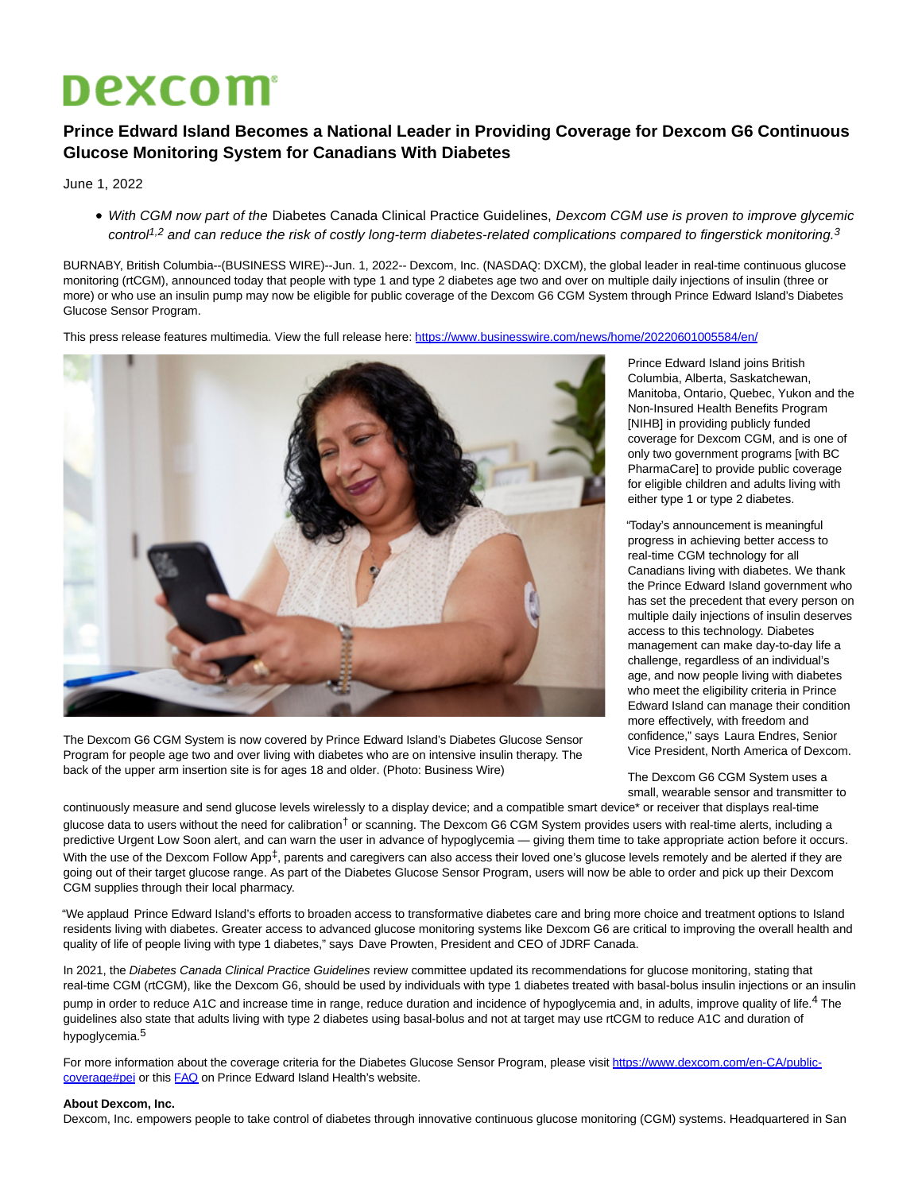# Dexcom

## Prince Edward Island Becomes a National Leader in Providing Coverage for Dexcom G6 Continuous Glucose Monitoring System for Canadians With Diabetes

June 1, 2022

- *With CGM now part of the* Diabetes Canada Clinical Practice Guidelines, *Dexcom CGM use is proven to improve glycemic control*[1,2] *and can reduce the risk of costly long-term diabetes-related complications compared to fingerstick monitoring.*[3]

BURNABY, British Columbia--(BUSINESS WIRE)--Jun. 1, 2022-- Dexcom, Inc. (NASDAQ: DXCM), the global leader in real-time continuous glucose monitoring (rtCGM), announced today that people with type 1 and type 2 diabetes age two and over on multiple daily injections of insulin (three or more) or who use an insulin pump may now be eligible for public coverage of the Dexcom G6 CGM System through Prince Edward Island's Diabetes Glucose Sensor Program.

This press release features multimedia. View the full release here: https://www.businesswire.com/news/home/20220601005584/en/

The Dexcom G6 CGM System is now covered by Prince Edward Island's Diabetes Glucose Sensor Program for people age two and over living with diabetes who are on intensive insulin therapy. The back of the upper arm insertion site is for ages 18 and older. (Photo: Business Wire)

Prince Edward Island joins British Columbia, Alberta, Saskatchewan, Manitoba, Ontario, Quebec, Yukon and the Non-Insured Health Benefits Program [NIHB] in providing publicly funded coverage for Dexcom CGM, and is one of only two government programs [with BC PharmaCare] to provide public coverage for eligible children and adults living with either type 1 or type 2 diabetes.

"Today's announcement is meaningful progress in achieving better access to real-time CGM technology for all Canadians living with diabetes. We thank the Prince Edward Island government who has set the precedent that every person on multiple daily injections of insulin deserves access to this technology. Diabetes management can make day-to-day life a challenge, regardless of an individual's age, and now people living with diabetes who meet the eligibility criteria in Prince Edward Island can manage their condition more effectively, with freedom and confidence," says Laura Endres, Senior Vice President, North America of Dexcom.

The Dexcom G6 CGM System uses a small, wearable sensor and transmitter to continuously measure and send glucose levels wirelessly to a display device; and a compatible smart device* or receiver that displays real-time glucose data to users without the need for calibration† or scanning. The Dexcom G6 CGM System provides users with real-time alerts, including a predictive Urgent Low Soon alert, and can warn the user in advance of hypoglycemia — giving them time to take appropriate action before it occurs. With the use of the Dexcom Follow App‡, parents and caregivers can also access their loved one's glucose levels remotely and be alerted if they are going out of their target glucose range. As part of the Diabetes Glucose Sensor Program, users will now be able to order and pick up their Dexcom CGM supplies through their local pharmacy.

"We applaud Prince Edward Island's efforts to broaden access to transformative diabetes care and bring more choice and treatment options to Island residents living with diabetes. Greater access to advanced glucose monitoring systems like Dexcom G6 are critical to improving the overall health and quality of life of people living with type 1 diabetes," says Dave Prowten, President and CEO of JDRF Canada.

In 2021, the *Diabetes Canada Clinical Practice Guidelines* review committee updated its recommendations for glucose monitoring, stating that real-time CGM (rtCGM), like the Dexcom G6, should be used by individuals with type 1 diabetes treated with basal-bolus insulin injections or an insulin pump in order to reduce A1C and increase time in range, reduce duration and incidence of hypoglycemia and, in adults, improve quality of life.[4] The guidelines also state that adults living with type 2 diabetes using basal-bolus and not at target may use rtCGM to reduce A1C and duration of hypoglycemia.[5]

For more information about the coverage criteria for the Diabetes Glucose Sensor Program, please visit https://www.dexcom.com/en-CA/public-coverage#pei or this FAQ on Prince Edward Island Health's website.

**About Dexcom, Inc.**

Dexcom, Inc. empowers people to take control of diabetes through innovative continuous glucose monitoring (CGM) systems. Headquartered in San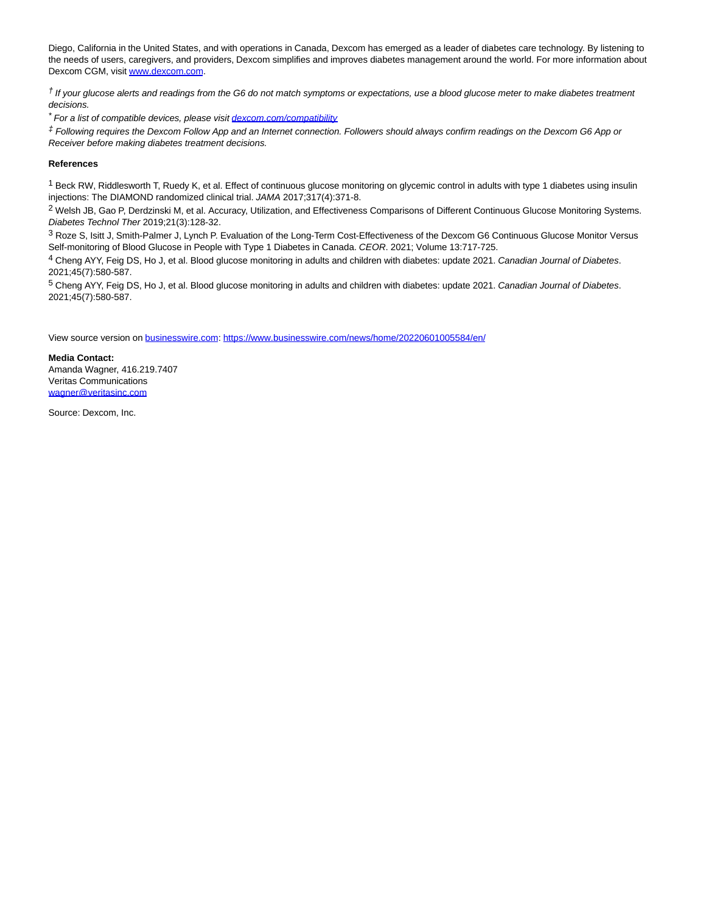Diego, California in the United States, and with operations in Canada, Dexcom has emerged as a leader of diabetes care technology. By listening to the needs of users, caregivers, and providers, Dexcom simplifies and improves diabetes management around the world. For more information about Dexcom CGM, visit [www.dexcom.com](www.dexcom.com).

† *If your glucose alerts and readings from the G6 do not match symptoms or expectations, use a blood glucose meter to make diabetes treatment decisions.*

\* *For a list of compatible devices, please visit [dexcom.com/compatibility](dexcom.com/compatibility)*

‡ *Following requires the Dexcom Follow App and an Internet connection. Followers should always confirm readings on the Dexcom G6 App or Receiver before making diabetes treatment decisions.*

**References**

[1] Beck RW, Riddlesworth T, Ruedy K, et al. Effect of continuous glucose monitoring on glycemic control in adults with type 1 diabetes using insulin injections: The DIAMOND randomized clinical trial. *JAMA* 2017;317(4):371-8.

[2] Welsh JB, Gao P, Derdzinski M, et al. Accuracy, Utilization, and Effectiveness Comparisons of Different Continuous Glucose Monitoring Systems. *Diabetes Technol Ther* 2019;21(3):128-32.

[3] Roze S, Isitt J, Smith-Palmer J, Lynch P. Evaluation of the Long-Term Cost-Effectiveness of the Dexcom G6 Continuous Glucose Monitor Versus Self-monitoring of Blood Glucose in People with Type 1 Diabetes in Canada. *CEOR*. 2021; Volume 13:717-725.

[4] Cheng AYY, Feig DS, Ho J, et al. Blood glucose monitoring in adults and children with diabetes: update 2021. *Canadian Journal of Diabetes*. 2021;45(7):580-587.

[5] Cheng AYY, Feig DS, Ho J, et al. Blood glucose monitoring in adults and children with diabetes: update 2021. *Canadian Journal of Diabetes*. 2021;45(7):580-587.

View source version on [businesswire.com](businesswire.com): [https://www.businesswire.com/news/home/20220601005584/en/](https://www.businesswire.com/news/home/20220601005584/en/)

**Media Contact:**
Amanda Wagner, 416.219.7407
Veritas Communications
[wagner@veritasinc.com](mailto:wagner@veritasinc.com)

Source: Dexcom, Inc.